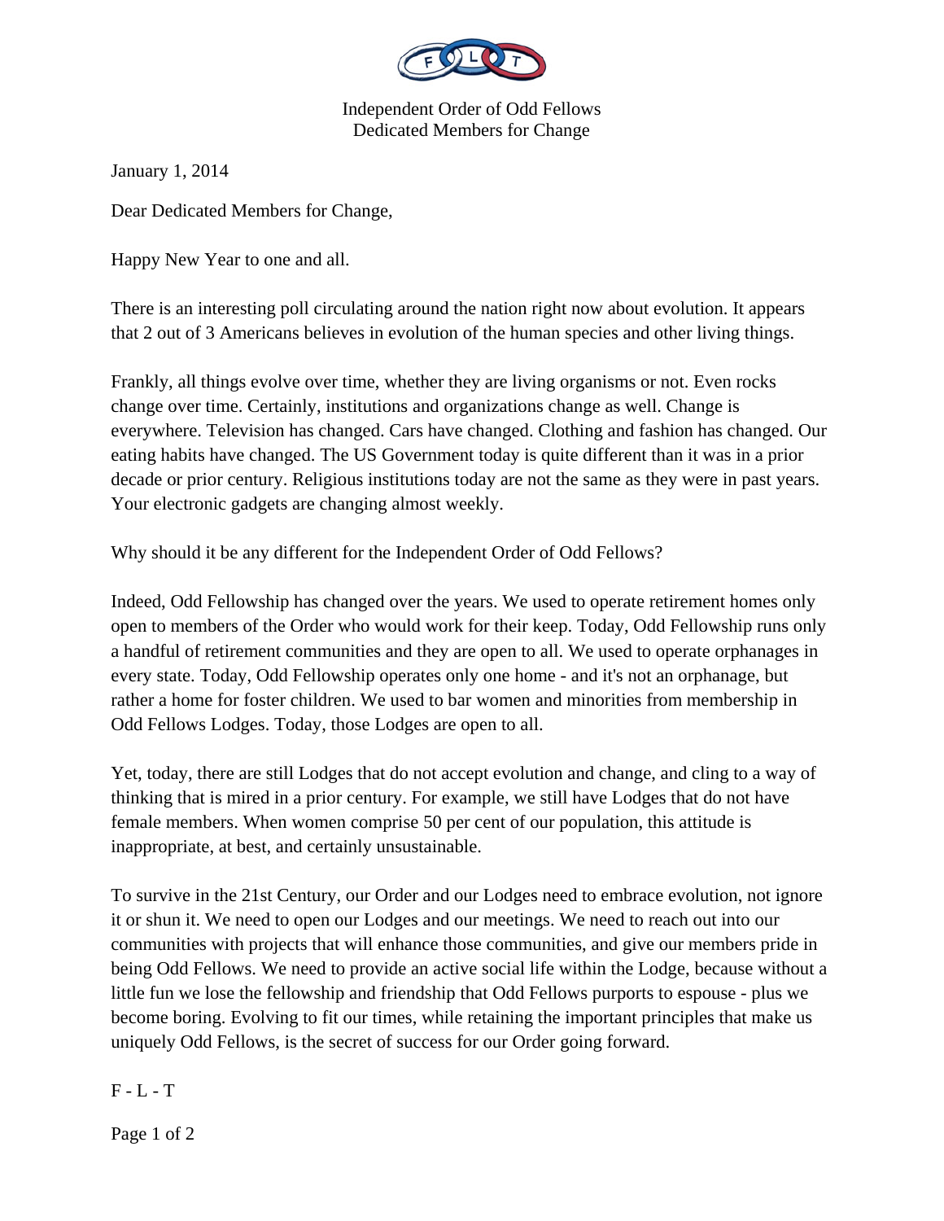Independent Order of Odd Fellows
Dedicated Members for Change

January 1, 2014

Dear Dedicated Members for Change,

Happy New Year to one and all.

There is an interesting poll circulating around the nation right now about evolution. It appears that 2 out of 3 Americans believes in evolution of the human species and other living things.

Frankly, all things evolve over time, whether they are living organisms or not. Even rocks change over time. Certainly, institutions and organizations change as well. Change is everywhere. Television has changed. Cars have changed. Clothing and fashion has changed. Our eating habits have changed. The US Government today is quite different than it was in a prior decade or prior century. Religious institutions today are not the same as they were in past years. Your electronic gadgets are changing almost weekly.

Why should it be any different for the Independent Order of Odd Fellows?

Indeed, Odd Fellowship has changed over the years. We used to operate retirement homes only open to members of the Order who would work for their keep. Today, Odd Fellowship runs only a handful of retirement communities and they are open to all. We used to operate orphanages in every state. Today, Odd Fellowship operates only one home - and it's not an orphanage, but rather a home for foster children. We used to bar women and minorities from membership in Odd Fellows Lodges. Today, those Lodges are open to all.

Yet, today, there are still Lodges that do not accept evolution and change, and cling to a way of thinking that is mired in a prior century. For example, we still have Lodges that do not have female members. When women comprise 50 per cent of our population, this attitude is inappropriate, at best, and certainly unsustainable.

To survive in the 21st Century, our Order and our Lodges need to embrace evolution, not ignore it or shun it. We need to open our Lodges and our meetings. We need to reach out into our communities with projects that will enhance those communities, and give our members pride in being Odd Fellows. We need to provide an active social life within the Lodge, because without a little fun we lose the fellowship and friendship that Odd Fellows purports to espouse - plus we become boring. Evolving to fit our times, while retaining the important principles that make us uniquely Odd Fellows, is the secret of success for our Order going forward.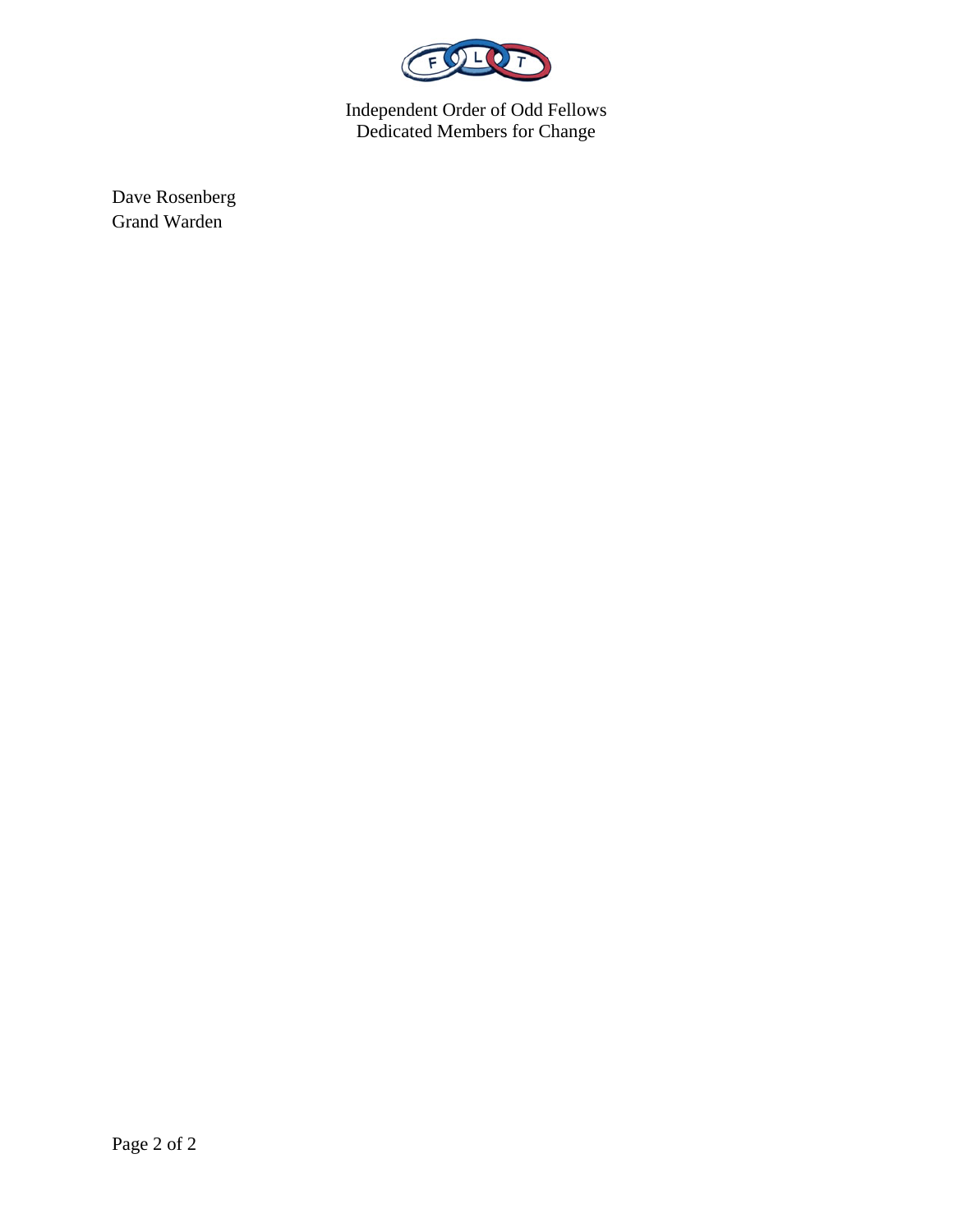Independent Order of Odd Fellows
Dedicated Members for Change

Dave Rosenberg
Grand Warden